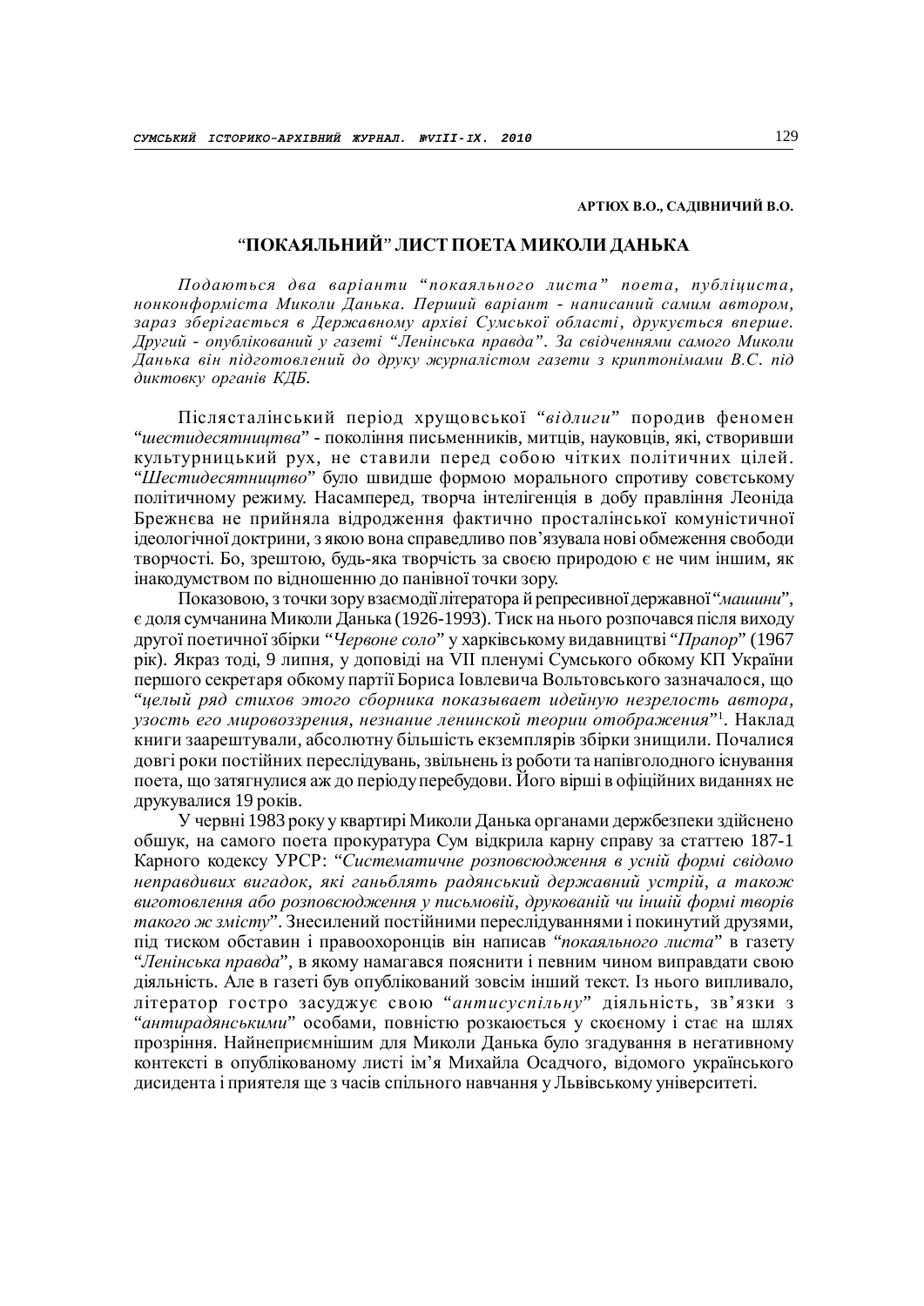**АРТЮХ В.О., САДІВНИЧИЙ В.О.**

# "ПОКАЯЛЬНИЙ" ЛИСТ ПОЕТА МИКОЛИ ДАНЬКА

*Подаються два варіанти "покаяльного листа" поета, публіциста, нонконформіста Миколи Данька. Перший варіант - написаний самим автором, зараз зберігається в Державному архіві Сумської області, друкується вперше. Другий - опублікований у газеті "Ленінська правда". За свідченнями самого Миколи Данька він підготовлений до друку журналістом газети з криптонімами В.С. під диктовку органів КДБ.*

Післясталінський період хрущовської "*відлиги*" породив феномен "*шестидесятництва*" - покоління письменників, митців, науковців, які, створивши культурницький рух, не ставили перед собою чітких політичних цілей. "*Шестидесятництво*" було швидше формою морального спротиву совєтському політичному режиму. Насамперед, творча інтелігенція в добу правління Леоніда Брежнєва не прийняла відродження фактично просталінської комуністичної ідеологічної доктрини, з якою вона справедливо пов'язувала нові обмеження свободи творчості. Бо, зрештою, будь-яка творчість за своєю природою є не чим іншим, як інакодумством по відношенню до панівної точки зору.

Показовою, з точки зору взаємодії літератора й репресивної державної "*машини*", є доля сумчанина Миколи Данька (1926-1993). Тиск на нього розпочався після виходу другої поетичної збірки "*Червоне соло*" у харківському видавництві "*Прапор*" (1967 рік). Якраз тоді, 9 липня, у доповіді на VII пленумі Сумського обкому КП України першого секретаря обкому партії Бориса Іовлевича Вольтовського зазначалося, що "*целый ряд стихов этого сборника показывает идейную незрелость автора, узость его мировоззрения, незнание ленинской теории отображения*"[1]. Наклад книги заарештували, абсолютну більшість екземплярів збірки знищили. Почалися довгі роки постійних переслідувань, звільнень із роботи та напівголодного існування поета, що затягнулися аж до періоду перебудови. Його вірші в офіційних виданнях не друкувалися 19 років.

У червні 1983 року у квартирі Миколи Данька органами держбезпеки здійснено обшук, на самого поета прокуратура Сум відкрила карну справу за статтею 187-1 Карного кодексу УРСР: "*Систематичне розповсюдження в усній формі свідомо неправдивих вигадок, які ганьблять радянський державний устрій, а також виготовлення або розповсюдження у письмовій, друкованій чи іншій формі творів такого ж змісту*". Знесилений постійними переслідуваннями і покинутий друзями, під тиском обставин і правоохоронців він написав "*покаяльного листа*" в газету "*Ленінська правда*", в якому намагався пояснити і певним чином виправдати свою діяльність. Але в газеті був опублікований зовсім інший текст. Із нього випливало, літератор гостро засуджує свою "*антисуспільну*" діяльність, зв'язки з "*антирадянськими*" особами, повністю розкаюється у скоєному і стає на шлях прозріння. Найнеприємнішим для Миколи Данька було згадування в негативному контексті в опублікованому листі ім'я Михайла Осадчого, відомого українського дисидента і приятеля ще з часів спільного навчання у Львівському університеті.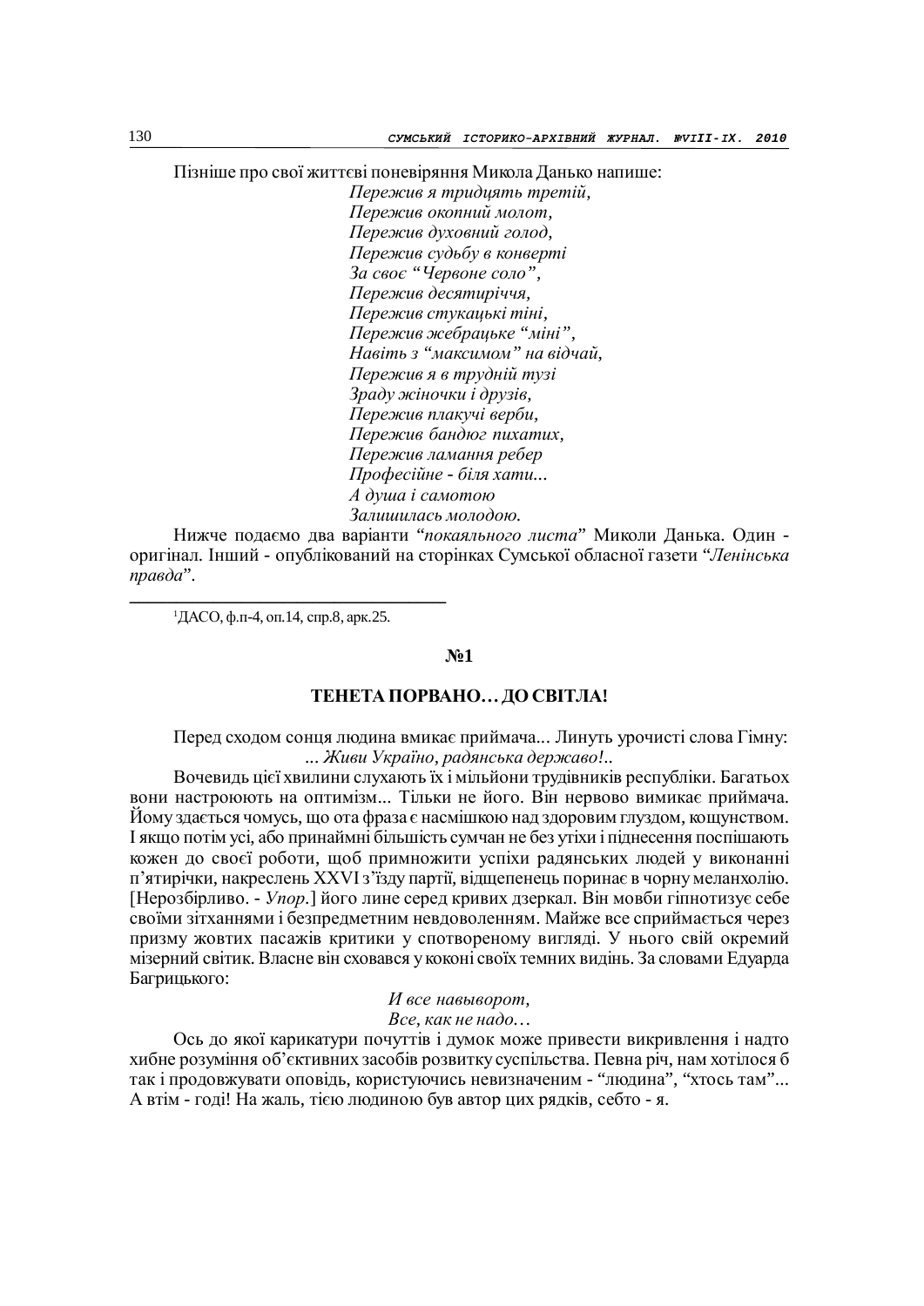Пізніше про свої життєві поневіряння Микола Данько напише:

*Пережив я тридцять третій,*
*Пережив окопний молот,*
*Пережив духовний голод,*
*Пережив судьбу в конверті*
*За своє "Червоне соло",*
*Пережив десятиріччя,*
*Пережив стукацькі тіні,*
*Пережив жебрацьке "міні",*
*Навіть з "максимом" на відчай,*
*Пережив я в трудній тузі*
*Зраду жіночки і друзів,*
*Пережив плакучі верби,*
*Пережив бандюг пихатих,*
*Пережив ламання ребер*
*Професійне - біля хати...*
*А душа і самотою*
*Залишилась молодою.*

Нижче подаємо два варіанти "*покаяльного листа*" Миколи Данька. Один - оригінал. Інший - опублікований на сторінках Сумської обласної газети "*Ленінська правда*".

[1]ДАСО, ф.п-4, оп.14, спр.8, арк.25.

**№1**

**ТЕНЕТА ПОРВАНО… ДО СВІТЛА!**

Перед сходом сонця людина вмикає приймача... Линуть урочисті слова Гімну:
*... Живи Україно, радянська державо!..*

Вочевидь цієї хвилини слухають їх і мільйони трудівників республіки. Багатьох вони настроюють на оптимізм... Тільки не його. Він нервово вимикає приймача. Йому здається чомусь, що ота фраза є насмішкою над здоровим глуздом, кощунством. І якщо потім усі, або принаймні більшість сумчан не без утіхи і піднесення поспішають кожен до своєї роботи, щоб примножити успіхи радянських людей у виконанні п'ятирічки, накреслень XXVI з'їзду партії, відщепенець поринає в чорну меланхолію. [Нерозбірливо. - *Упор.*] його лине серед кривих дзеркал. Він мовби гіпнотизує себе своїми зітханнями і безпредметним невдоволенням. Майже все сприймається через призму жовтих пасажів критики у спотвореному вигляді. У нього свій окремий мізерний світик. Власне він сховався у коконі своїх темних видінь. За словами Едуарда Багрицького:

*И все навыворот,*
*Все, как не надо…*

Ось до якої карикатури почуттів і думок може привести викривлення і надто хибне розуміння об'єктивних засобів розвитку суспільства. Певна річ, нам хотілося б так і продовжувати оповідь, користуючись невизначеним - "людина", "хтось там"... А втім - годі! На жаль, тією людиною був автор цих рядків, себто - я.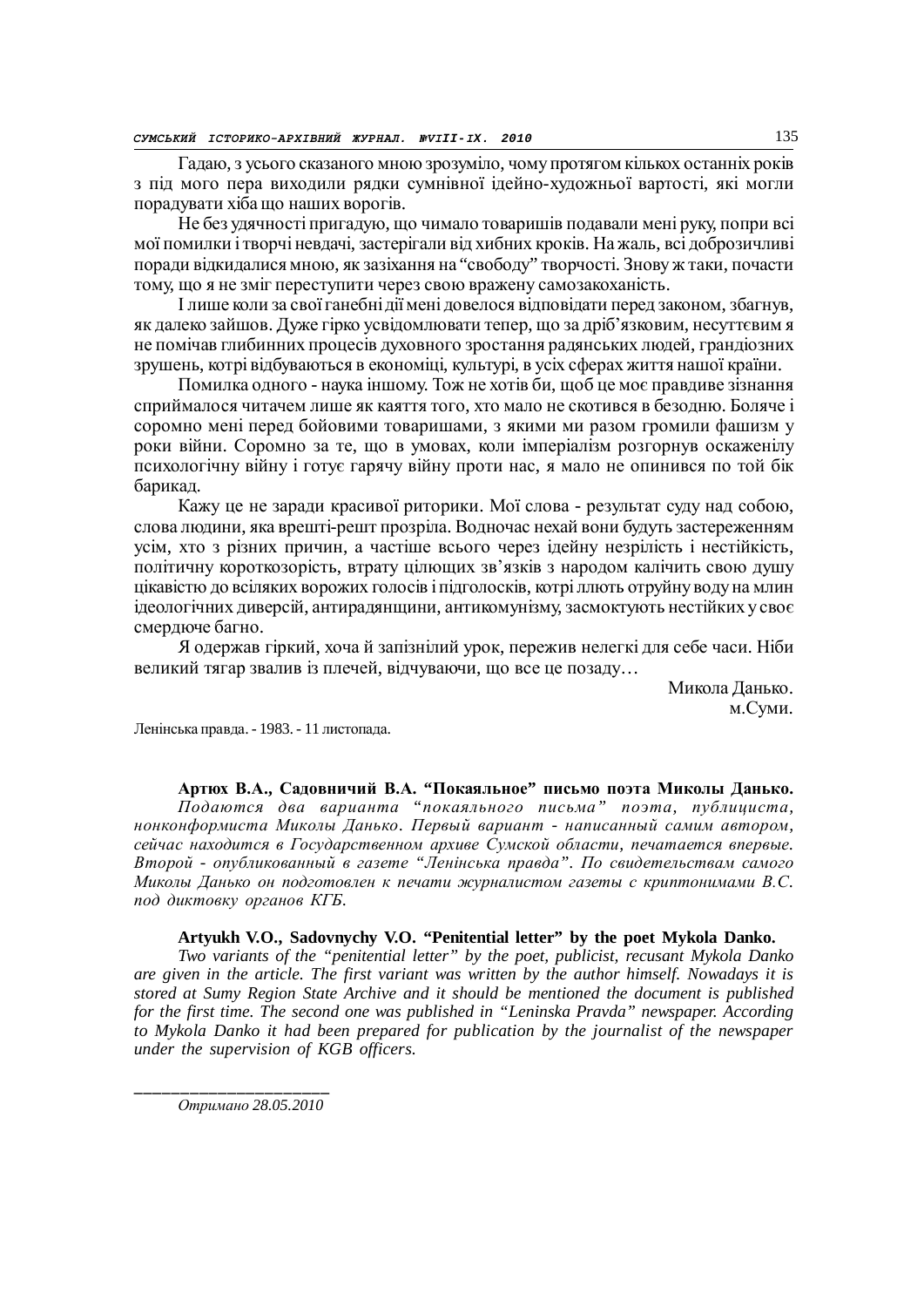Гадаю, з усього сказаного мною зрозуміло, чому протягом кількох останніх років з під мого пера виходили рядки сумнівної ідейно-художньої вартості, які могли порадувати хіба що наших ворогів.

Не без удячності пригадую, що чимало товаришів подавали мені руку, попри всі мої помилки і творчі невдачі, застерігали від хибних кроків. На жаль, всі доброзичливі поради відкидалися мною, як зазіхання на "свободу" творчості. Знову ж таки, почасти тому, що я не зміг переступити через свою вражену самозакоханість.

І лише коли за свої ганебні дії мені довелося відповідати перед законом, збагнув, як далеко зайшов. Дуже гірко усвідомлювати тепер, що за дріб'язковим, несуттєвим я не помічав глибинних процесів духовного зростання радянських людей, грандіозних зрушень, котрі відбуваються в економіці, культурі, в усіх сферах життя нашої країни.

Помилка одного - наука іншому. Тож не хотів би, щоб це моє правдиве зізнання сприймалося читачем лише як каяття того, хто мало не скотився в безодню. Боляче і соромно мені перед бойовими товаришами, з якими ми разом громили фашизм у роки війни. Соромно за те, що в умовах, коли імперіалізм розгорнув оскаженілу психологічну війну і готує гарячу війну проти нас, я мало не опинився по той бік барикад.

Кажу це не заради красивої риторики. Мої слова - результат суду над собою, слова людини, яка врешті-решт прозріла. Водночас нехай вони будуть застереженням усім, хто з різних причин, а частіше всього через ідейну незрілість і нестійкість, політичну короткозорість, втрату цілющих зв'язків з народом калічить свою душу цікавістю до всіляких ворожих голосів і підголосків, котрі ллють отруйну воду на млин ідеологічних диверсій, антирадянщини, антикомунізму, засмоктують нестійких у своє смердюче багно.

Я одержав гіркий, хоча й запізнілий урок, пережив нелегкі для себе часи. Ніби великий тягар звалив із плечей, відчуваючи, що все це позаду…

Микола Данько.
м.Суми.

Ленінська правда. - 1983. - 11 листопада.

**Артюх В.А., Садовничий В.А. "Покаяльное" письмо поэта Миколы Данько.**
*Подаются два варианта "покаяльного письма" поэта, публициста, нонконформиста Миколы Данько. Первый вариант - написанный самим автором, сейчас находится в Государственном архиве Сумской области, печатается впервые. Второй - опубликованный в газете "Ленінська правда". По свидетельствам самого Миколы Данько он подготовлен к печати журналистом газеты с криптонимами В.С. под диктовку органов КГБ.*

**Artyukh V.O., Sadovnychy V.O. "Penitential letter" by the poet Mykola Danko.**
*Two variants of the "penitential letter" by the poet, publicist, recusant Mykola Danko are given in the article. The first variant was written by the author himself. Nowadays it is stored at Sumy Region State Archive and it should be mentioned the document is published for the first time. The second one was published in "Leninska Pravda" newspaper. According to Mykola Danko it had been prepared for publication by the journalist of the newspaper under the supervision of KGB officers.*

---

*Отримано 28.05.2010*